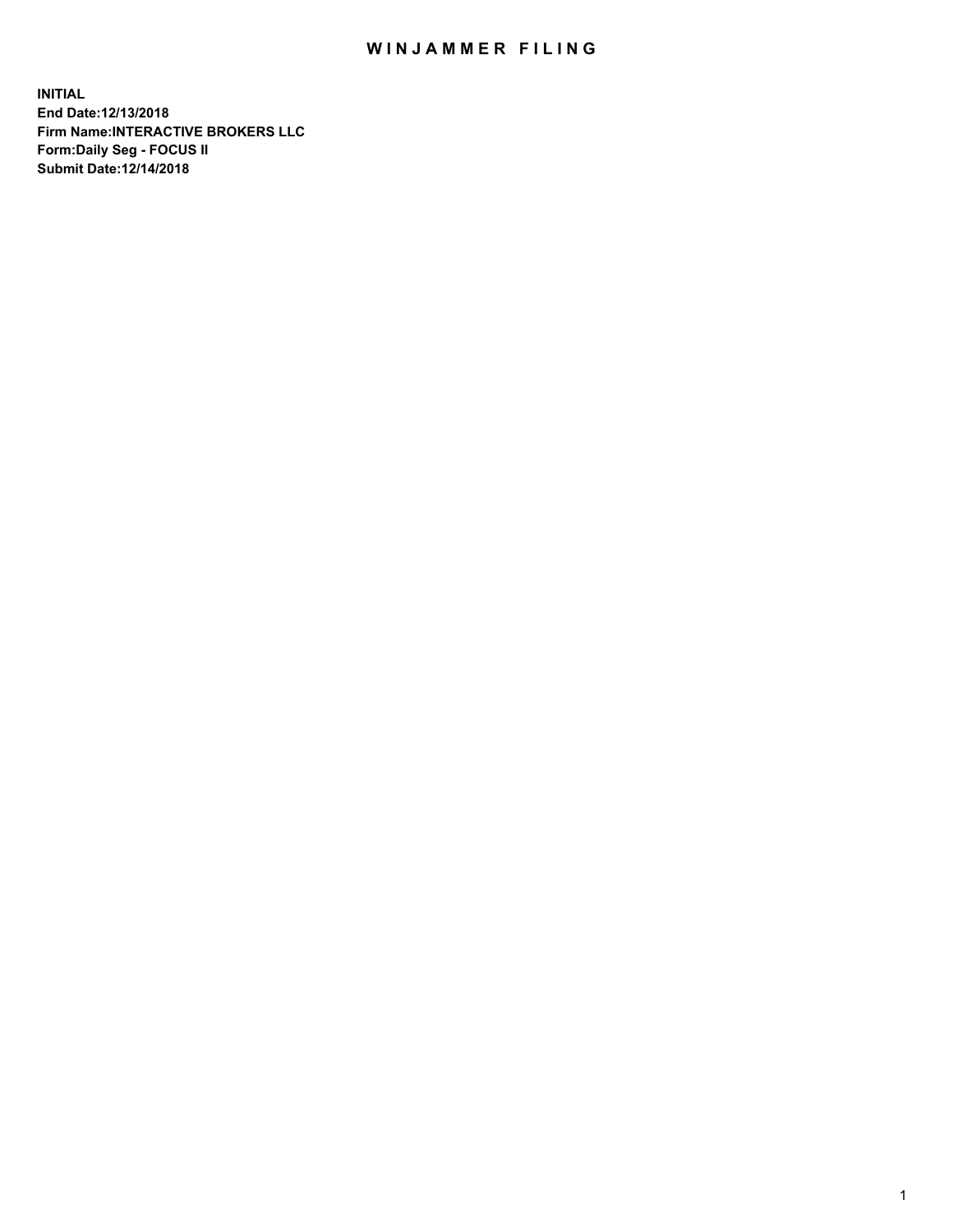# WINJAMMER FILING

**INITIAL**
**End Date:12/13/2018**
**Firm Name:INTERACTIVE BROKERS LLC**
**Form:Daily Seg - FOCUS II**
**Submit Date:12/14/2018**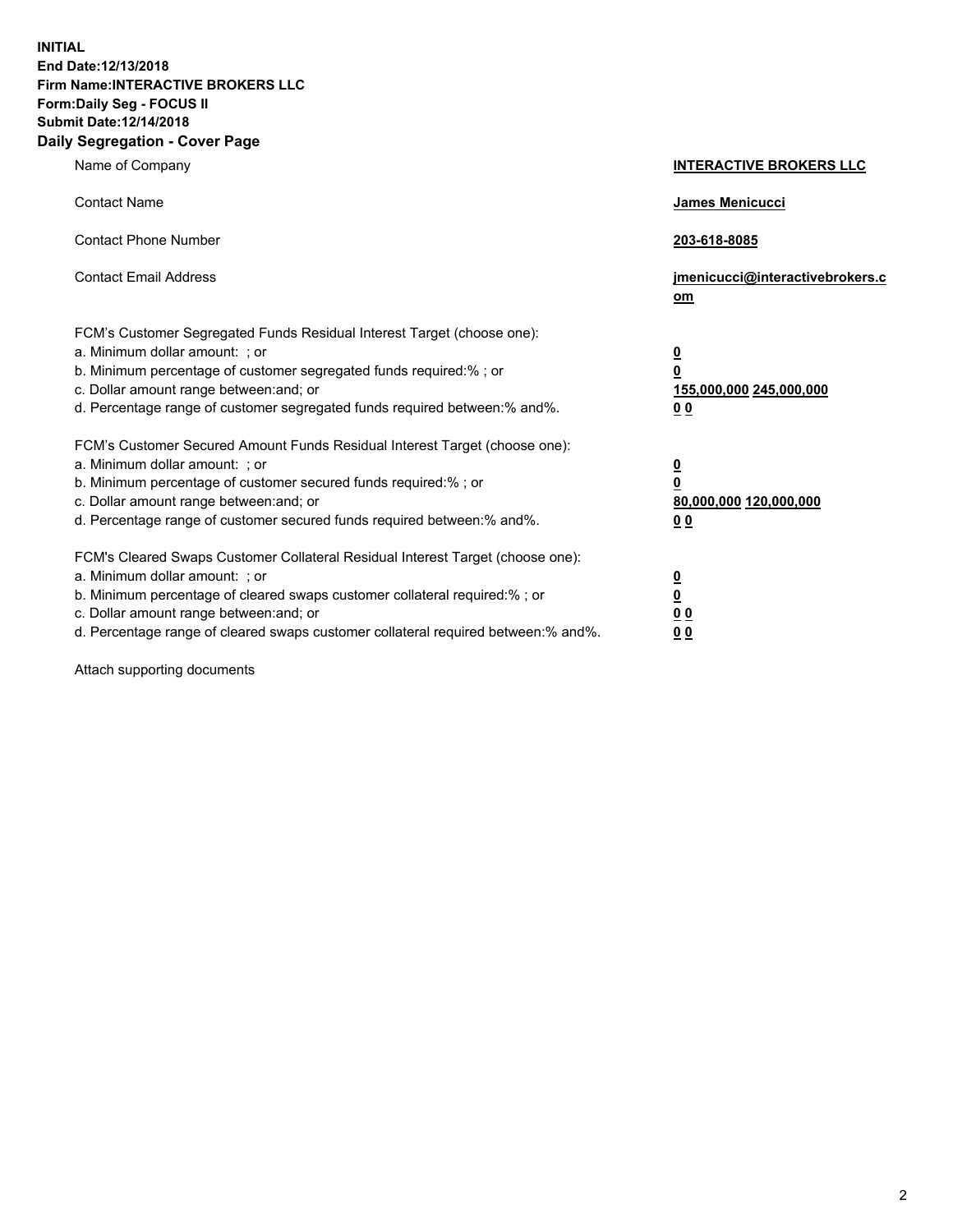**INITIAL**
**End Date:12/13/2018**
**Firm Name:INTERACTIVE BROKERS LLC**
**Form:Daily Seg - FOCUS II**
**Submit Date:12/14/2018**

## Daily Segregation - Cover Page

| | |
|---|---|
| Name of Company | **INTERACTIVE BROKERS LLC** |
| Contact Name | **James Menicucci** |
| Contact Phone Number | **203-618-8085** |
| Contact Email Address | **jmenicucci@interactivebrokers.com** |
| FCM's Customer Segregated Funds Residual Interest Target (choose one): | |
| a. Minimum dollar amount: ; or | **0** |
| b. Minimum percentage of customer segregated funds required:% ; or | **0** |
| c. Dollar amount range between:and; or | **155,000,000 245,000,000** |
| d. Percentage range of customer segregated funds required between:% and%. | **0 0** |
| FCM's Customer Secured Amount Funds Residual Interest Target (choose one): | |
| a. Minimum dollar amount: ; or | **0** |
| b. Minimum percentage of customer secured funds required:% ; or | **0** |
| c. Dollar amount range between:and; or | **80,000,000 120,000,000** |
| d. Percentage range of customer secured funds required between:% and%. | **0 0** |
| FCM's Cleared Swaps Customer Collateral Residual Interest Target (choose one): | |
| a. Minimum dollar amount: ; or | **0** |
| b. Minimum percentage of cleared swaps customer collateral required:% ; or | **0** |
| c. Dollar amount range between:and; or | **0 0** |
| d. Percentage range of cleared swaps customer collateral required between:% and%. | **0 0** |

Attach supporting documents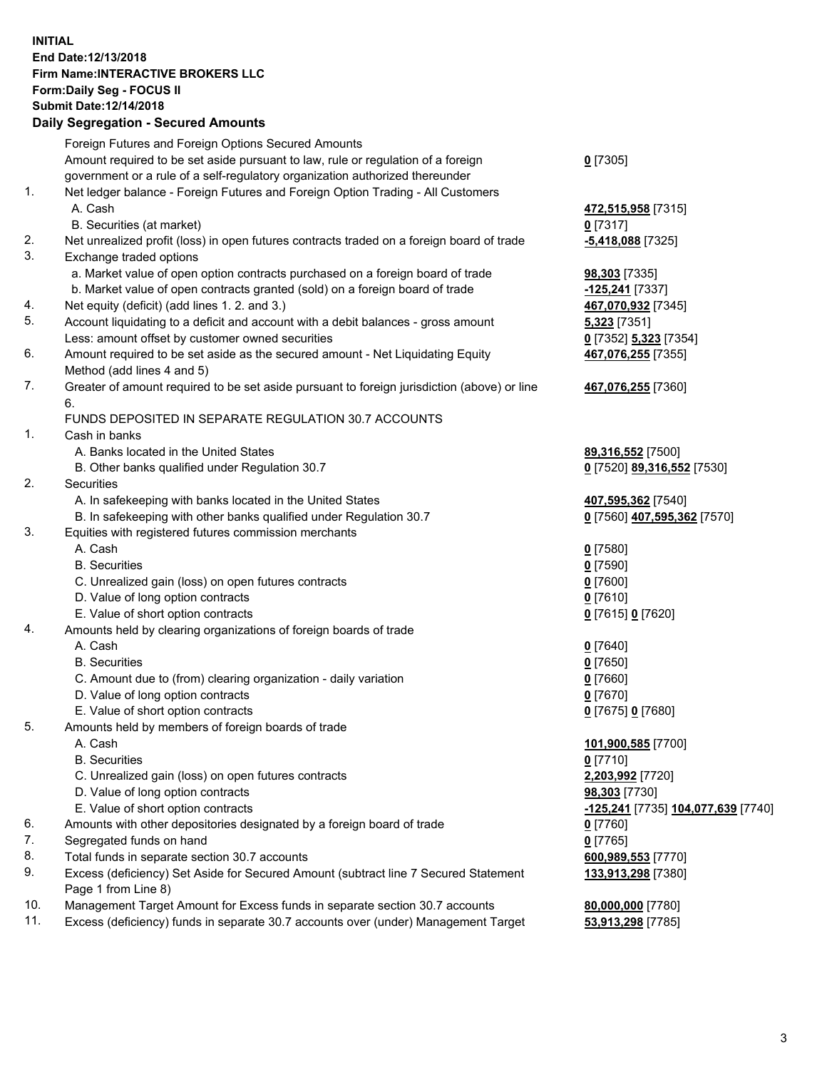**INITIAL**
**End Date:12/13/2018**
**Firm Name:INTERACTIVE BROKERS LLC**
**Form:Daily Seg - FOCUS II**
**Submit Date:12/14/2018**

**Daily Segregation - Secured Amounts**

| | | |
|---|---|---|
| | Foreign Futures and Foreign Options Secured Amounts | |
| | Amount required to be set aside pursuant to law, rule or regulation of a foreign government or a rule of a self-regulatory organization authorized thereunder | **0** [7305] |
| 1. | Net ledger balance - Foreign Futures and Foreign Option Trading - All Customers | |
| | A. Cash | **472,515,958** [7315] |
| | B. Securities (at market) | **0** [7317] |
| 2. | Net unrealized profit (loss) in open futures contracts traded on a foreign board of trade | **-5,418,088** [7325] |
| 3. | Exchange traded options | |
| | a. Market value of open option contracts purchased on a foreign board of trade | **98,303** [7335] |
| | b. Market value of open contracts granted (sold) on a foreign board of trade | **-125,241** [7337] |
| 4. | Net equity (deficit) (add lines 1. 2. and 3.) | **467,070,932** [7345] |
| 5. | Account liquidating to a deficit and account with a debit balances - gross amount | **5,323** [7351] |
| | Less: amount offset by customer owned securities | **0** [7352] **5,323** [7354] |
| 6. | Amount required to be set aside as the secured amount - Net Liquidating Equity Method (add lines 4 and 5) | **467,076,255** [7355] |
| 7. | Greater of amount required to be set aside pursuant to foreign jurisdiction (above) or line 6. | **467,076,255** [7360] |
| | FUNDS DEPOSITED IN SEPARATE REGULATION 30.7 ACCOUNTS | |
| 1. | Cash in banks | |
| | A. Banks located in the United States | **89,316,552** [7500] |
| | B. Other banks qualified under Regulation 30.7 | **0** [7520] **89,316,552** [7530] |
| 2. | Securities | |
| | A. In safekeeping with banks located in the United States | **407,595,362** [7540] |
| | B. In safekeeping with other banks qualified under Regulation 30.7 | **0** [7560] **407,595,362** [7570] |
| 3. | Equities with registered futures commission merchants | |
| | A. Cash | **0** [7580] |
| | B. Securities | **0** [7590] |
| | C. Unrealized gain (loss) on open futures contracts | **0** [7600] |
| | D. Value of long option contracts | **0** [7610] |
| | E. Value of short option contracts | **0** [7615] **0** [7620] |
| 4. | Amounts held by clearing organizations of foreign boards of trade | |
| | A. Cash | **0** [7640] |
| | B. Securities | **0** [7650] |
| | C. Amount due to (from) clearing organization - daily variation | **0** [7660] |
| | D. Value of long option contracts | **0** [7670] |
| | E. Value of short option contracts | **0** [7675] **0** [7680] |
| 5. | Amounts held by members of foreign boards of trade | |
| | A. Cash | **101,900,585** [7700] |
| | B. Securities | **0** [7710] |
| | C. Unrealized gain (loss) on open futures contracts | **2,203,992** [7720] |
| | D. Value of long option contracts | **98,303** [7730] |
| | E. Value of short option contracts | **-125,241** [7735] **104,077,639** [7740] |
| 6. | Amounts with other depositories designated by a foreign board of trade | **0** [7760] |
| 7. | Segregated funds on hand | **0** [7765] |
| 8. | Total funds in separate section 30.7 accounts | **600,989,553** [7770] |
| 9. | Excess (deficiency) Set Aside for Secured Amount (subtract line 7 Secured Statement Page 1 from Line 8) | **133,913,298** [7380] |
| 10. | Management Target Amount for Excess funds in separate section 30.7 accounts | **80,000,000** [7780] |
| 11. | Excess (deficiency) funds in separate 30.7 accounts over (under) Management Target | **53,913,298** [7785] |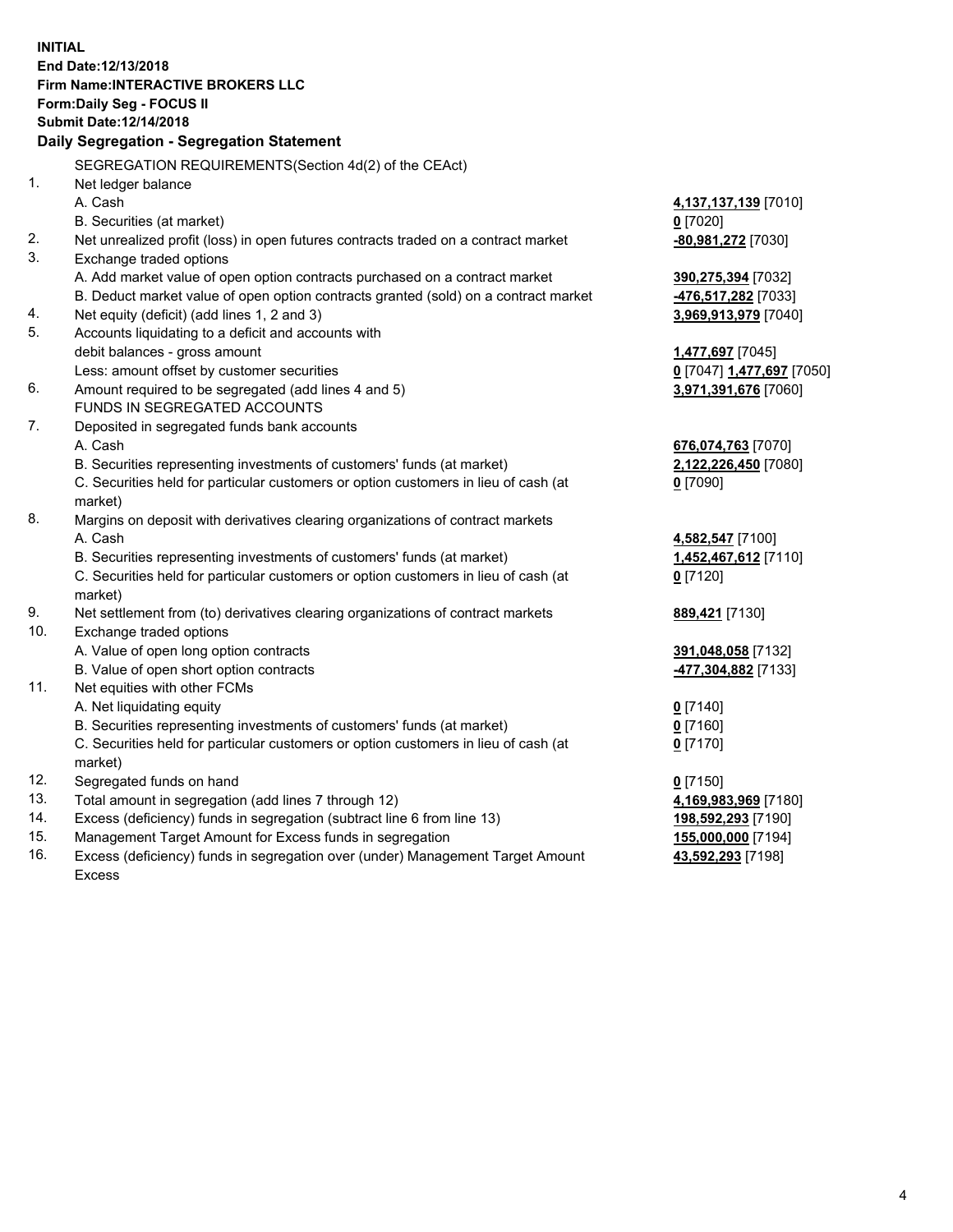**INITIAL**
**End Date:12/13/2018**
**Firm Name:INTERACTIVE BROKERS LLC**
**Form:Daily Seg - FOCUS II**
**Submit Date:12/14/2018**
**Daily Segregation - Segregation Statement**

| | | |
|---|---|---|
| | SEGREGATION REQUIREMENTS(Section 4d(2) of the CEAct) | |
| 1. | Net ledger balance | |
| | A. Cash | **4,137,137,139** [7010] |
| | B. Securities (at market) | **0** [7020] |
| 2. | Net unrealized profit (loss) in open futures contracts traded on a contract market | **-80,981,272** [7030] |
| 3. | Exchange traded options | |
| | A. Add market value of open option contracts purchased on a contract market | **390,275,394** [7032] |
| | B. Deduct market value of open option contracts granted (sold) on a contract market | **-476,517,282** [7033] |
| 4. | Net equity (deficit) (add lines 1, 2 and 3) | **3,969,913,979** [7040] |
| 5. | Accounts liquidating to a deficit and accounts with | |
| | debit balances - gross amount | **1,477,697** [7045] |
| | Less: amount offset by customer securities | **0** [7047] **1,477,697** [7050] |
| 6. | Amount required to be segregated (add lines 4 and 5) | **3,971,391,676** [7060] |
| | FUNDS IN SEGREGATED ACCOUNTS | |
| 7. | Deposited in segregated funds bank accounts | |
| | A. Cash | **676,074,763** [7070] |
| | B. Securities representing investments of customers' funds (at market) | **2,122,226,450** [7080] |
| | C. Securities held for particular customers or option customers in lieu of cash (at market) | **0** [7090] |
| 8. | Margins on deposit with derivatives clearing organizations of contract markets | |
| | A. Cash | **4,582,547** [7100] |
| | B. Securities representing investments of customers' funds (at market) | **1,452,467,612** [7110] |
| | C. Securities held for particular customers or option customers in lieu of cash (at market) | **0** [7120] |
| 9. | Net settlement from (to) derivatives clearing organizations of contract markets | **889,421** [7130] |
| 10. | Exchange traded options | |
| | A. Value of open long option contracts | **391,048,058** [7132] |
| | B. Value of open short option contracts | **-477,304,882** [7133] |
| 11. | Net equities with other FCMs | |
| | A. Net liquidating equity | **0** [7140] |
| | B. Securities representing investments of customers' funds (at market) | **0** [7160] |
| | C. Securities held for particular customers or option customers in lieu of cash (at market) | **0** [7170] |
| 12. | Segregated funds on hand | **0** [7150] |
| 13. | Total amount in segregation (add lines 7 through 12) | **4,169,983,969** [7180] |
| 14. | Excess (deficiency) funds in segregation (subtract line 6 from line 13) | **198,592,293** [7190] |
| 15. | Management Target Amount for Excess funds in segregation | **155,000,000** [7194] |
| 16. | Excess (deficiency) funds in segregation over (under) Management Target Amount Excess | **43,592,293** [7198] |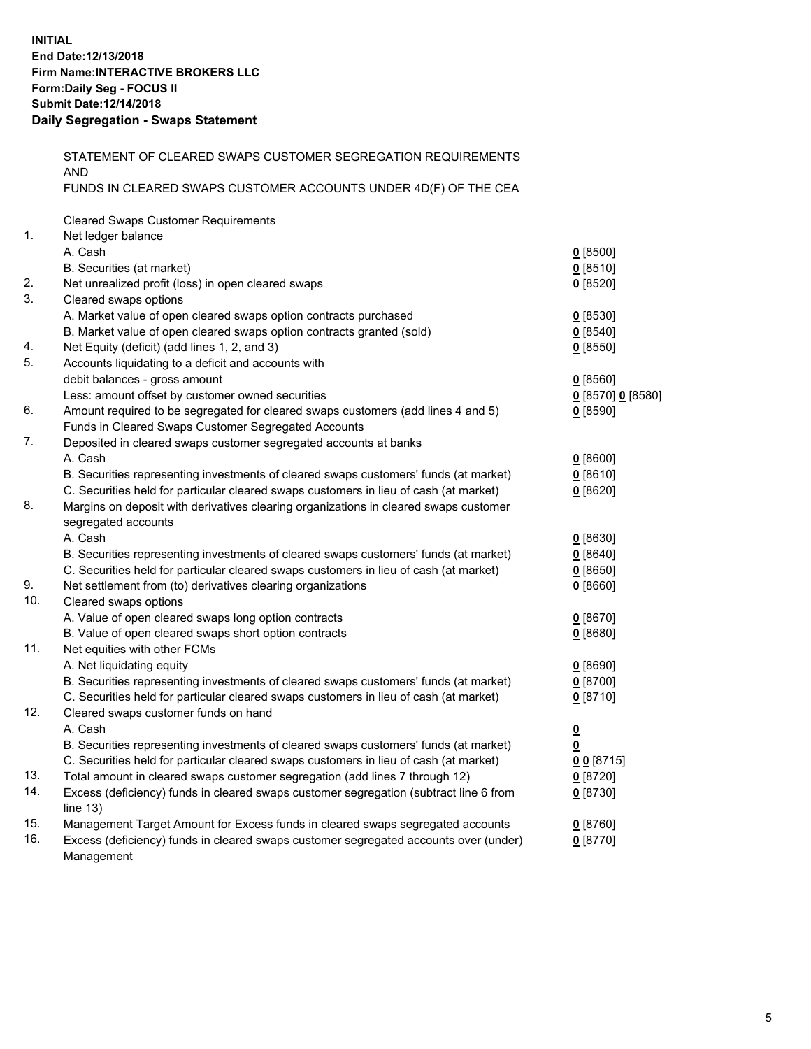**INITIAL**
**End Date:12/13/2018**
**Firm Name:INTERACTIVE BROKERS LLC**
**Form:Daily Seg - FOCUS II**
**Submit Date:12/14/2018**
**Daily Segregation - Swaps Statement**

STATEMENT OF CLEARED SWAPS CUSTOMER SEGREGATION REQUIREMENTS AND FUNDS IN CLEARED SWAPS CUSTOMER ACCOUNTS UNDER 4D(F) OF THE CEA

| | | |
|---|---|---|
| | Cleared Swaps Customer Requirements | |
| 1. | Net ledger balance | |
| | A. Cash | 0 [8500] |
| | B. Securities (at market) | 0 [8510] |
| 2. | Net unrealized profit (loss) in open cleared swaps | 0 [8520] |
| 3. | Cleared swaps options | |
| | A. Market value of open cleared swaps option contracts purchased | 0 [8530] |
| | B. Market value of open cleared swaps option contracts granted (sold) | 0 [8540] |
| 4. | Net Equity (deficit) (add lines 1, 2, and 3) | 0 [8550] |
| 5. | Accounts liquidating to a deficit and accounts with | |
| | debit balances - gross amount | 0 [8560] |
| | Less: amount offset by customer owned securities | 0 [8570] 0 [8580] |
| 6. | Amount required to be segregated for cleared swaps customers (add lines 4 and 5) | 0 [8590] |
| | Funds in Cleared Swaps Customer Segregated Accounts | |
| 7. | Deposited in cleared swaps customer segregated accounts at banks | |
| | A. Cash | 0 [8600] |
| | B. Securities representing investments of cleared swaps customers' funds (at market) | 0 [8610] |
| | C. Securities held for particular cleared swaps customers in lieu of cash (at market) | 0 [8620] |
| 8. | Margins on deposit with derivatives clearing organizations in cleared swaps customer segregated accounts | |
| | A. Cash | 0 [8630] |
| | B. Securities representing investments of cleared swaps customers' funds (at market) | 0 [8640] |
| | C. Securities held for particular cleared swaps customers in lieu of cash (at market) | 0 [8650] |
| 9. | Net settlement from (to) derivatives clearing organizations | 0 [8660] |
| 10. | Cleared swaps options | |
| | A. Value of open cleared swaps long option contracts | 0 [8670] |
| | B. Value of open cleared swaps short option contracts | 0 [8680] |
| 11. | Net equities with other FCMs | |
| | A. Net liquidating equity | 0 [8690] |
| | B. Securities representing investments of cleared swaps customers' funds (at market) | 0 [8700] |
| | C. Securities held for particular cleared swaps customers in lieu of cash (at market) | 0 [8710] |
| 12. | Cleared swaps customer funds on hand | |
| | A. Cash | 0 |
| | B. Securities representing investments of cleared swaps customers' funds (at market) | 0 |
| | C. Securities held for particular cleared swaps customers in lieu of cash (at market) | 0 0 [8715] |
| 13. | Total amount in cleared swaps customer segregation (add lines 7 through 12) | 0 [8720] |
| 14. | Excess (deficiency) funds in cleared swaps customer segregation (subtract line 6 from line 13) | 0 [8730] |
| 15. | Management Target Amount for Excess funds in cleared swaps segregated accounts | 0 [8760] |
| 16. | Excess (deficiency) funds in cleared swaps customer segregated accounts over (under) Management | 0 [8770] |